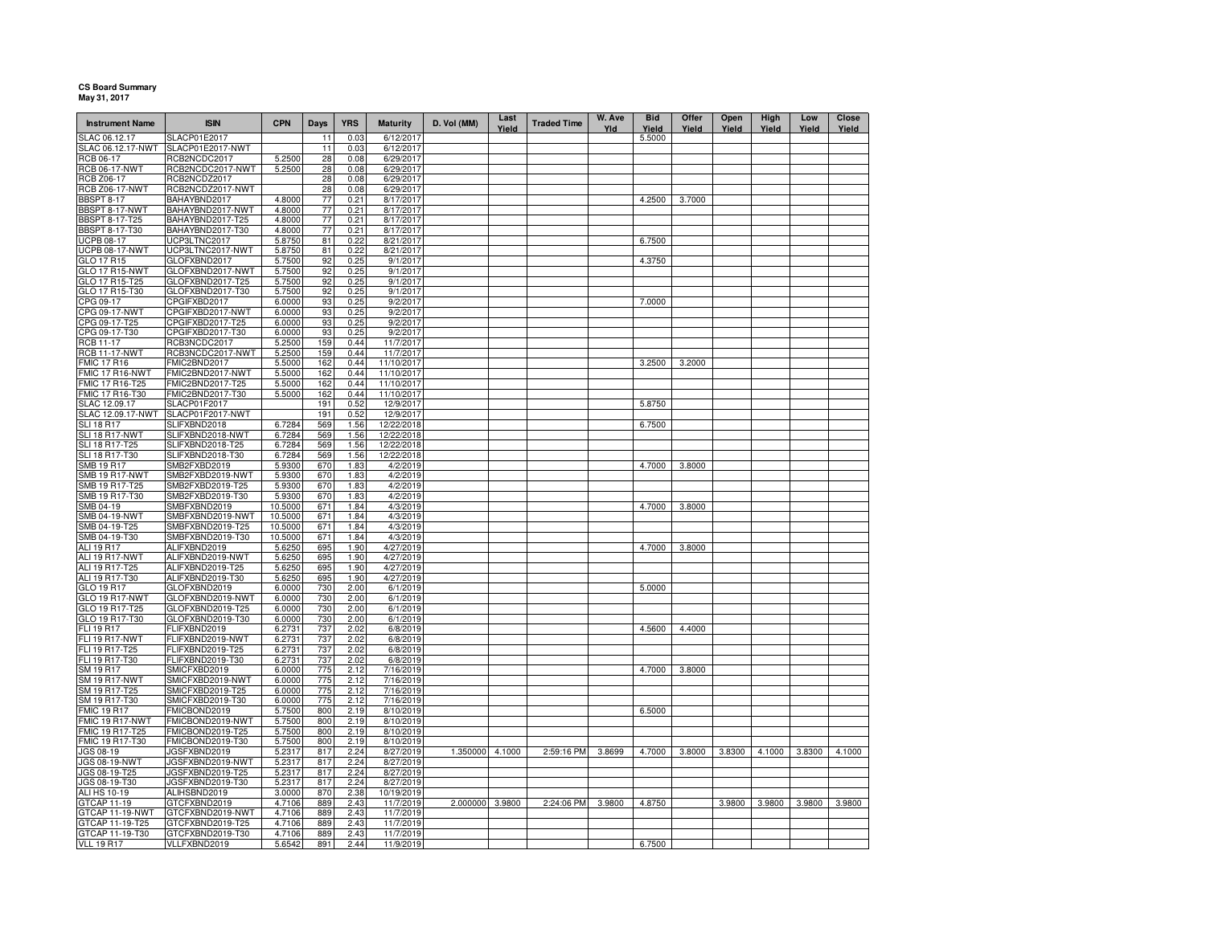**CS Board Summary**
**May 31, 2017**

| Instrument Name | ISIN | CPN | Days | YRS | Maturity | D. Vol (MM) | Last Yield | Traded Time | W. Ave Yld | Bid Yield | Offer Yield | Open Yield | High Yield | Low Yield | Close Yield |
|---|---|---|---|---|---|---|---|---|---|---|---|---|---|---|---|
| SLAC 06.12.17 | SLACP01E2017 | | 11 | 0.03 | 6/12/2017 | | | | | 5.5000 | | | | | |
| SLAC 06.12.17-NWT | SLACP01E2017-NWT | | 11 | 0.03 | 6/12/2017 | | | | | | | | | | |
| RCB 06-17 | RCB2NCDC2017 | 5.2500 | 28 | 0.08 | 6/29/2017 | | | | | | | | | | |
| RCB 06-17-NWT | RCB2NCDC2017-NWT | 5.2500 | 28 | 0.08 | 6/29/2017 | | | | | | | | | | |
| RCB Z06-17 | RCB2NCDZ2017 | | 28 | 0.08 | 6/29/2017 | | | | | | | | | | |
| RCB Z06-17-NWT | RCB2NCDZ2017-NWT | | 28 | 0.08 | 6/29/2017 | | | | | | | | | | |
| BBSPT 8-17 | BAHAYBND2017 | 4.8000 | 77 | 0.21 | 8/17/2017 | | | | | 4.2500 | 3.7000 | | | | |
| BBSPT 8-17-NWT | BAHAYBND2017-NWT | 4.8000 | 77 | 0.21 | 8/17/2017 | | | | | | | | | | |
| BBSPT 8-17-T25 | BAHAYBND2017-T25 | 4.8000 | 77 | 0.21 | 8/17/2017 | | | | | | | | | | |
| BBSPT 8-17-T30 | BAHAYBND2017-T30 | 4.8000 | 77 | 0.21 | 8/17/2017 | | | | | | | | | | |
| UCPB 08-17 | UCP3LTNC2017 | 5.8750 | 81 | 0.22 | 8/21/2017 | | | | | 6.7500 | | | | | |
| UCPB 08-17-NWT | UCP3LTNC2017-NWT | 5.8750 | 81 | 0.22 | 8/21/2017 | | | | | | | | | | |
| GLO 17 R15 | GLOFXBND2017 | 5.7500 | 92 | 0.25 | 9/1/2017 | | | | | 4.3750 | | | | | |
| GLO 17 R15-NWT | GLOFXBND2017-NWT | 5.7500 | 92 | 0.25 | 9/1/2017 | | | | | | | | | | |
| GLO 17 R15-T25 | GLOFXBND2017-T25 | 5.7500 | 92 | 0.25 | 9/1/2017 | | | | | | | | | | |
| GLO 17 R15-T30 | GLOFXBND2017-T30 | 5.7500 | 92 | 0.25 | 9/1/2017 | | | | | | | | | | |
| CPG 09-17 | CPGIFXBD2017 | 6.0000 | 93 | 0.25 | 9/2/2017 | | | | | 7.0000 | | | | | |
| CPG 09-17-NWT | CPGIFXBD2017-NWT | 6.0000 | 93 | 0.25 | 9/2/2017 | | | | | | | | | | |
| CPG 09-17-T25 | CPGIFXBD2017-T25 | 6.0000 | 93 | 0.25 | 9/2/2017 | | | | | | | | | | |
| CPG 09-17-T30 | CPGIFXBD2017-T30 | 6.0000 | 93 | 0.25 | 9/2/2017 | | | | | | | | | | |
| RCB 11-17 | RCB3NCDC2017 | 5.2500 | 159 | 0.44 | 11/7/2017 | | | | | | | | | | |
| RCB 11-17-NWT | RCB3NCDC2017-NWT | 5.2500 | 159 | 0.44 | 11/7/2017 | | | | | | | | | | |
| FMIC 17 R16 | FMIC2BND2017 | 5.5000 | 162 | 0.44 | 11/10/2017 | | | | | 3.2500 | 3.2000 | | | | |
| FMIC 17 R16-NWT | FMIC2BND2017-NWT | 5.5000 | 162 | 0.44 | 11/10/2017 | | | | | | | | | | |
| FMIC 17 R16-T25 | FMIC2BND2017-T25 | 5.5000 | 162 | 0.44 | 11/10/2017 | | | | | | | | | | |
| FMIC 17 R16-T30 | FMIC2BND2017-T30 | 5.5000 | 162 | 0.44 | 11/10/2017 | | | | | | | | | | |
| SLAC 12.09.17 | SLACP01F2017 | | 191 | 0.52 | 12/9/2017 | | | | | 5.8750 | | | | | |
| SLAC 12.09.17-NWT | SLACP01F2017-NWT | | 191 | 0.52 | 12/9/2017 | | | | | | | | | | |
| SLI 18 R17 | SLIFXBND2018 | 6.7284 | 569 | 1.56 | 12/22/2018 | | | | | 6.7500 | | | | | |
| SLI 18 R17-NWT | SLIFXBND2018-NWT | 6.7284 | 569 | 1.56 | 12/22/2018 | | | | | | | | | | |
| SLI 18 R17-T25 | SLIFXBND2018-T25 | 6.7284 | 569 | 1.56 | 12/22/2018 | | | | | | | | | | |
| SLI 18 R17-T30 | SLIFXBND2018-T30 | 6.7284 | 569 | 1.56 | 12/22/2018 | | | | | | | | | | |
| SMB 19 R17 | SMB2FXBD2019 | 5.9300 | 670 | 1.83 | 4/2/2019 | | | | | 4.7000 | 3.8000 | | | | |
| SMB 19 R17-NWT | SMB2FXBD2019-NWT | 5.9300 | 670 | 1.83 | 4/2/2019 | | | | | | | | | | |
| SMB 19 R17-T25 | SMB2FXBD2019-T25 | 5.9300 | 670 | 1.83 | 4/2/2019 | | | | | | | | | | |
| SMB 19 R17-T30 | SMB2FXBD2019-T30 | 5.9300 | 670 | 1.83 | 4/2/2019 | | | | | | | | | | |
| SMB 04-19 | SMBFXBND2019 | 10.5000 | 671 | 1.84 | 4/3/2019 | | | | | 4.7000 | 3.8000 | | | | |
| SMB 04-19-NWT | SMBFXBND2019-NWT | 10.5000 | 671 | 1.84 | 4/3/2019 | | | | | | | | | | |
| SMB 04-19-T25 | SMBFXBND2019-T25 | 10.5000 | 671 | 1.84 | 4/3/2019 | | | | | | | | | | |
| SMB 04-19-T30 | SMBFXBND2019-T30 | 10.5000 | 671 | 1.84 | 4/3/2019 | | | | | | | | | | |
| ALI 19 R17 | ALIFXBND2019 | 5.6250 | 695 | 1.90 | 4/27/2019 | | | | | 4.7000 | 3.8000 | | | | |
| ALI 19 R17-NWT | ALIFXBND2019-NWT | 5.6250 | 695 | 1.90 | 4/27/2019 | | | | | | | | | | |
| ALI 19 R17-T25 | ALIFXBND2019-T25 | 5.6250 | 695 | 1.90 | 4/27/2019 | | | | | | | | | | |
| ALI 19 R17-T30 | ALIFXBND2019-T30 | 5.6250 | 695 | 1.90 | 4/27/2019 | | | | | | | | | | |
| GLO 19 R17 | GLOFXBND2019 | 6.0000 | 730 | 2.00 | 6/1/2019 | | | | | 5.0000 | | | | | |
| GLO 19 R17-NWT | GLOFXBND2019-NWT | 6.0000 | 730 | 2.00 | 6/1/2019 | | | | | | | | | | |
| GLO 19 R17-T25 | GLOFXBND2019-T25 | 6.0000 | 730 | 2.00 | 6/1/2019 | | | | | | | | | | |
| GLO 19 R17-T30 | GLOFXBND2019-T30 | 6.0000 | 730 | 2.00 | 6/1/2019 | | | | | | | | | | |
| FLI 19 R17 | FLIFXBND2019 | 6.2731 | 737 | 2.02 | 6/8/2019 | | | | | 4.5600 | 4.4000 | | | | |
| FLI 19 R17-NWT | FLIFXBND2019-NWT | 6.2731 | 737 | 2.02 | 6/8/2019 | | | | | | | | | | |
| FLI 19 R17-T25 | FLIFXBND2019-T25 | 6.2731 | 737 | 2.02 | 6/8/2019 | | | | | | | | | | |
| FLI 19 R17-T30 | FLIFXBND2019-T30 | 6.2731 | 737 | 2.02 | 6/8/2019 | | | | | | | | | | |
| SM 19 R17 | SMICFXBD2019 | 6.0000 | 775 | 2.12 | 7/16/2019 | | | | | 4.7000 | 3.8000 | | | | |
| SM 19 R17-NWT | SMICFXBD2019-NWT | 6.0000 | 775 | 2.12 | 7/16/2019 | | | | | | | | | | |
| SM 19 R17-T25 | SMICFXBD2019-T25 | 6.0000 | 775 | 2.12 | 7/16/2019 | | | | | | | | | | |
| SM 19 R17-T30 | SMICFXBD2019-T30 | 6.0000 | 775 | 2.12 | 7/16/2019 | | | | | | | | | | |
| FMIC 19 R17 | FMICBOND2019 | 5.7500 | 800 | 2.19 | 8/10/2019 | | | | | 6.5000 | | | | | |
| FMIC 19 R17-NWT | FMICBOND2019-NWT | 5.7500 | 800 | 2.19 | 8/10/2019 | | | | | | | | | | |
| FMIC 19 R17-T25 | FMICBOND2019-T25 | 5.7500 | 800 | 2.19 | 8/10/2019 | | | | | | | | | | |
| FMIC 19 R17-T30 | FMICBOND2019-T30 | 5.7500 | 800 | 2.19 | 8/10/2019 | | | | | | | | | | |
| JGS 08-19 | JGSFXBND2019 | 5.2317 | 817 | 2.24 | 8/27/2019 | 1.350000 | 4.1000 | 2:59:16 PM | 3.8699 | 4.7000 | 3.8000 | 3.8300 | 4.1000 | 3.8300 | 4.1000 |
| JGS 08-19-NWT | JGSFXBND2019-NWT | 5.2317 | 817 | 2.24 | 8/27/2019 | | | | | | | | | | |
| JGS 08-19-T25 | JGSFXBND2019-T25 | 5.2317 | 817 | 2.24 | 8/27/2019 | | | | | | | | | | |
| JGS 08-19-T30 | JGSFXBND2019-T30 | 5.2317 | 817 | 2.24 | 8/27/2019 | | | | | | | | | | |
| ALI HS 10-19 | ALIHSBND2019 | 3.0000 | 870 | 2.38 | 10/19/2019 | | | | | | | | | | |
| GTCAP 11-19 | GTCFXBND2019 | 4.7106 | 889 | 2.43 | 11/7/2019 | 2.000000 | 3.9800 | 2:24:06 PM | 3.9800 | 4.8750 | | 3.9800 | 3.9800 | 3.9800 | 3.9800 |
| GTCAP 11-19-NWT | GTCFXBND2019-NWT | 4.7106 | 889 | 2.43 | 11/7/2019 | | | | | | | | | | |
| GTCAP 11-19-T25 | GTCFXBND2019-T25 | 4.7106 | 889 | 2.43 | 11/7/2019 | | | | | | | | | | |
| GTCAP 11-19-T30 | GTCFXBND2019-T30 | 4.7106 | 889 | 2.43 | 11/7/2019 | | | | | | | | | | |
| VLL 19 R17 | VLLFXBND2019 | 5.6542 | 891 | 2.44 | 11/9/2019 | | | | | 6.7500 | | | | | |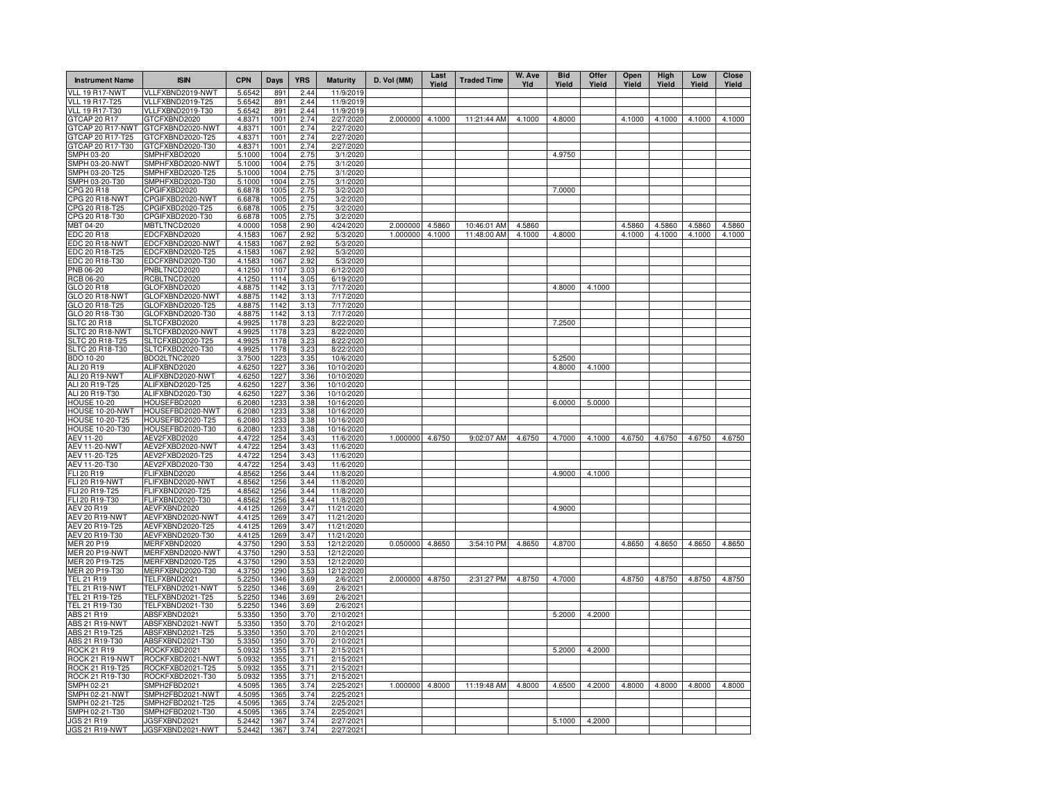| Instrument Name | ISIN | CPN | Days | YRS | Maturity | D. Vol (MM) | Last Yield | Traded Time | W. Ave Yld | Bid Yield | Offer Yield | Open Yield | High Yield | Low Yield | Close Yield |
|---|---|---|---|---|---|---|---|---|---|---|---|---|---|---|---|
| VLL 19 R17-NWT | VLLFXBND2019-NWT | 5.6542 | 891 | 2.44 | 11/9/2019 | | | | | | | | | | |
| VLL 19 R17-T25 | VLLFXBND2019-T25 | 5.6542 | 891 | 2.44 | 11/9/2019 | | | | | | | | | | |
| VLL 19 R17-T30 | VLLFXBND2019-T30 | 5.6542 | 891 | 2.44 | 11/9/2019 | | | | | | | | | | |
| GTCAP 20 R17 | GTCFXBND2020 | 4.8371 | 1001 | 2.74 | 2/27/2020 | 2.000000 | 4.1000 | 11:21:44 AM | 4.1000 | 4.8000 | | 4.1000 | 4.1000 | 4.1000 | 4.1000 |
| GTCAP 20 R17-NWT | GTCFXBND2020-NWT | 4.8371 | 1001 | 2.74 | 2/27/2020 | | | | | | | | | | |
| GTCAP 20 R17-T25 | GTCFXBND2020-T25 | 4.8371 | 1001 | 2.74 | 2/27/2020 | | | | | | | | | | |
| GTCAP 20 R17-T30 | GTCFXBND2020-T30 | 4.8371 | 1001 | 2.74 | 2/27/2020 | | | | | | | | | | |
| SMPH 03-20 | SMPHFXBD2020 | 5.1000 | 1004 | 2.75 | 3/1/2020 | | | | | 4.9750 | | | | | |
| SMPH 03-20-NWT | SMPHFXBD2020-NWT | 5.1000 | 1004 | 2.75 | 3/1/2020 | | | | | | | | | | |
| SMPH 03-20-T25 | SMPHFXBD2020-T25 | 5.1000 | 1004 | 2.75 | 3/1/2020 | | | | | | | | | | |
| SMPH 03-20-T30 | SMPHFXBD2020-T30 | 5.1000 | 1004 | 2.75 | 3/1/2020 | | | | | | | | | | |
| CPG 20 R18 | CPGIFXBD2020 | 6.6878 | 1005 | 2.75 | 3/2/2020 | | | | | 7.0000 | | | | | |
| CPG 20 R18-NWT | CPGIFXBD2020-NWT | 6.6878 | 1005 | 2.75 | 3/2/2020 | | | | | | | | | | |
| CPG 20 R18-T25 | CPGIFXBD2020-T25 | 6.6878 | 1005 | 2.75 | 3/2/2020 | | | | | | | | | | |
| CPG 20 R18-T30 | CPGIFXBD2020-T30 | 6.6878 | 1005 | 2.75 | 3/2/2020 | | | | | | | | | | |
| MBT 04-20 | MBTLTNCD2020 | 4.0000 | 1058 | 2.90 | 4/24/2020 | 2.000000 | 4.5860 | 10:46:01 AM | 4.5860 | | | 4.5860 | 4.5860 | 4.5860 | 4.5860 |
| EDC 20 R18 | EDCFXBND2020 | 4.1583 | 1067 | 2.92 | 5/3/2020 | 1.000000 | 4.1000 | 11:48:00 AM | 4.1000 | 4.8000 | | 4.1000 | 4.1000 | 4.1000 | 4.1000 |
| EDC 20 R18-NWT | EDCFXBND2020-NWT | 4.1583 | 1067 | 2.92 | 5/3/2020 | | | | | | | | | | |
| EDC 20 R18-T25 | EDCFXBND2020-T25 | 4.1583 | 1067 | 2.92 | 5/3/2020 | | | | | | | | | | |
| EDC 20 R18-T30 | EDCFXBND2020-T30 | 4.1583 | 1067 | 2.92 | 5/3/2020 | | | | | | | | | | |
| PNB 06-20 | PNBLTNCD2020 | 4.1250 | 1107 | 3.03 | 6/12/2020 | | | | | | | | | | |
| RCB 06-20 | RCBLTNCD2020 | 4.1250 | 1114 | 3.05 | 6/19/2020 | | | | | | | | | | |
| GLO 20 R18 | GLOFXBND2020 | 4.8875 | 1142 | 3.13 | 7/17/2020 | | | | | 4.8000 | 4.1000 | | | | |
| GLO 20 R18-NWT | GLOFXBND2020-NWT | 4.8875 | 1142 | 3.13 | 7/17/2020 | | | | | | | | | | |
| GLO 20 R18-T25 | GLOFXBND2020-T25 | 4.8875 | 1142 | 3.13 | 7/17/2020 | | | | | | | | | | |
| GLO 20 R18-T30 | GLOFXBND2020-T30 | 4.8875 | 1142 | 3.13 | 7/17/2020 | | | | | | | | | | |
| SLTC 20 R18 | SLTCFXBD2020 | 4.9925 | 1178 | 3.23 | 8/22/2020 | | | | | 7.2500 | | | | | |
| SLTC 20 R18-NWT | SLTCFXBD2020-NWT | 4.9925 | 1178 | 3.23 | 8/22/2020 | | | | | | | | | | |
| SLTC 20 R18-T25 | SLTCFXBD2020-T25 | 4.9925 | 1178 | 3.23 | 8/22/2020 | | | | | | | | | | |
| SLTC 20 R18-T30 | SLTCFXBD2020-T30 | 4.9925 | 1178 | 3.23 | 8/22/2020 | | | | | | | | | | |
| BDO 10-20 | BDO2LTNC2020 | 3.7500 | 1223 | 3.35 | 10/6/2020 | | | | | 5.2500 | | | | | |
| ALI 20 R19 | ALIFXBND2020 | 4.6250 | 1227 | 3.36 | 10/10/2020 | | | | | 4.8000 | 4.1000 | | | | |
| ALI 20 R19-NWT | ALIFXBND2020-NWT | 4.6250 | 1227 | 3.36 | 10/10/2020 | | | | | | | | | | |
| ALI 20 R19-T25 | ALIFXBND2020-T25 | 4.6250 | 1227 | 3.36 | 10/10/2020 | | | | | | | | | | |
| ALI 20 R19-T30 | ALIFXBND2020-T30 | 4.6250 | 1227 | 3.36 | 10/10/2020 | | | | | | | | | | |
| HOUSE 10-20 | HOUSEFBD2020 | 6.2080 | 1233 | 3.38 | 10/16/2020 | | | | | 6.0000 | 5.0000 | | | | |
| HOUSE 10-20-NWT | HOUSEFBD2020-NWT | 6.2080 | 1233 | 3.38 | 10/16/2020 | | | | | | | | | | |
| HOUSE 10-20-T25 | HOUSEFBD2020-T25 | 6.2080 | 1233 | 3.38 | 10/16/2020 | | | | | | | | | | |
| HOUSE 10-20-T30 | HOUSEFBD2020-T30 | 6.2080 | 1233 | 3.38 | 10/16/2020 | | | | | | | | | | |
| AEV 11-20 | AEV2FXBD2020 | 4.4722 | 1254 | 3.43 | 11/6/2020 | 1.000000 | 4.6750 | 9:02:07 AM | 4.6750 | 4.7000 | 4.1000 | 4.6750 | 4.6750 | 4.6750 | 4.6750 |
| AEV 11-20-NWT | AEV2FXBD2020-NWT | 4.4722 | 1254 | 3.43 | 11/6/2020 | | | | | | | | | | |
| AEV 11-20-T25 | AEV2FXBD2020-T25 | 4.4722 | 1254 | 3.43 | 11/6/2020 | | | | | | | | | | |
| AEV 11-20-T30 | AEV2FXBD2020-T30 | 4.4722 | 1254 | 3.43 | 11/6/2020 | | | | | | | | | | |
| FLI 20 R19 | FLIFXBND2020 | 4.8562 | 1256 | 3.44 | 11/8/2020 | | | | | 4.9000 | 4.1000 | | | | |
| FLI 20 R19-NWT | FLIFXBND2020-NWT | 4.8562 | 1256 | 3.44 | 11/8/2020 | | | | | | | | | | |
| FLI 20 R19-T25 | FLIFXBND2020-T25 | 4.8562 | 1256 | 3.44 | 11/8/2020 | | | | | | | | | | |
| FLI 20 R19-T30 | FLIFXBND2020-T30 | 4.8562 | 1256 | 3.44 | 11/8/2020 | | | | | | | | | | |
| AEV 20 R19 | AEVFXBND2020 | 4.4125 | 1269 | 3.47 | 11/21/2020 | | | | | 4.9000 | | | | | |
| AEV 20 R19-NWT | AEVFXBND2020-NWT | 4.4125 | 1269 | 3.47 | 11/21/2020 | | | | | | | | | | |
| AEV 20 R19-T25 | AEVFXBND2020-T25 | 4.4125 | 1269 | 3.47 | 11/21/2020 | | | | | | | | | | |
| AEV 20 R19-T30 | AEVFXBND2020-T30 | 4.4125 | 1269 | 3.47 | 11/21/2020 | | | | | | | | | | |
| MER 20 P19 | MERFXBND2020 | 4.3750 | 1290 | 3.53 | 12/12/2020 | 0.050000 | 4.8650 | 3:54:10 PM | 4.8650 | 4.8700 | | 4.8650 | 4.8650 | 4.8650 | 4.8650 |
| MER 20 P19-NWT | MERFXBND2020-NWT | 4.3750 | 1290 | 3.53 | 12/12/2020 | | | | | | | | | | |
| MER 20 P19-T25 | MERFXBND2020-T25 | 4.3750 | 1290 | 3.53 | 12/12/2020 | | | | | | | | | | |
| MER 20 P19-T30 | MERFXBND2020-T30 | 4.3750 | 1290 | 3.53 | 12/12/2020 | | | | | | | | | | |
| TEL 21 R19 | TELFXBND2021 | 5.2250 | 1346 | 3.69 | 2/6/2021 | 2.000000 | 4.8750 | 2:31:27 PM | 4.8750 | 4.7000 | | 4.8750 | 4.8750 | 4.8750 | 4.8750 |
| TEL 21 R19-NWT | TELFXBND2021-NWT | 5.2250 | 1346 | 3.69 | 2/6/2021 | | | | | | | | | | |
| TEL 21 R19-T25 | TELFXBND2021-T25 | 5.2250 | 1346 | 3.69 | 2/6/2021 | | | | | | | | | | |
| TEL 21 R19-T30 | TELFXBND2021-T30 | 5.2250 | 1346 | 3.69 | 2/6/2021 | | | | | | | | | | |
| ABS 21 R19 | ABSFXBND2021 | 5.3350 | 1350 | 3.70 | 2/10/2021 | | | | | 5.2000 | 4.2000 | | | | |
| ABS 21 R19-NWT | ABSFXBND2021-NWT | 5.3350 | 1350 | 3.70 | 2/10/2021 | | | | | | | | | | |
| ABS 21 R19-T25 | ABSFXBND2021-T25 | 5.3350 | 1350 | 3.70 | 2/10/2021 | | | | | | | | | | |
| ABS 21 R19-T30 | ABSFXBND2021-T30 | 5.3350 | 1350 | 3.70 | 2/10/2021 | | | | | | | | | | |
| ROCK 21 R19 | ROCKFXBD2021 | 5.0932 | 1355 | 3.71 | 2/15/2021 | | | | | 5.2000 | 4.2000 | | | | |
| ROCK 21 R19-NWT | ROCKFXBD2021-NWT | 5.0932 | 1355 | 3.71 | 2/15/2021 | | | | | | | | | | |
| ROCK 21 R19-T25 | ROCKFXBD2021-T25 | 5.0932 | 1355 | 3.71 | 2/15/2021 | | | | | | | | | | |
| ROCK 21 R19-T30 | ROCKFXBD2021-T30 | 5.0932 | 1355 | 3.71 | 2/15/2021 | | | | | | | | | | |
| SMPH 02-21 | SMPH2FBD2021 | 4.5095 | 1365 | 3.74 | 2/25/2021 | 1.000000 | 4.8000 | 11:19:48 AM | 4.8000 | 4.6500 | 4.2000 | 4.8000 | 4.8000 | 4.8000 | 4.8000 |
| SMPH 02-21-NWT | SMPH2FBD2021-NWT | 4.5095 | 1365 | 3.74 | 2/25/2021 | | | | | | | | | | |
| SMPH 02-21-T25 | SMPH2FBD2021-T25 | 4.5095 | 1365 | 3.74 | 2/25/2021 | | | | | | | | | | |
| SMPH 02-21-T30 | SMPH2FBD2021-T30 | 4.5095 | 1365 | 3.74 | 2/25/2021 | | | | | | | | | | |
| JGS 21 R19 | JGSFXBND2021 | 5.2442 | 1367 | 3.74 | 2/27/2021 | | | | | 5.1000 | 4.2000 | | | | |
| JGS 21 R19-NWT | JGSFXBND2021-NWT | 5.2442 | 1367 | 3.74 | 2/27/2021 | | | | | | | | | | |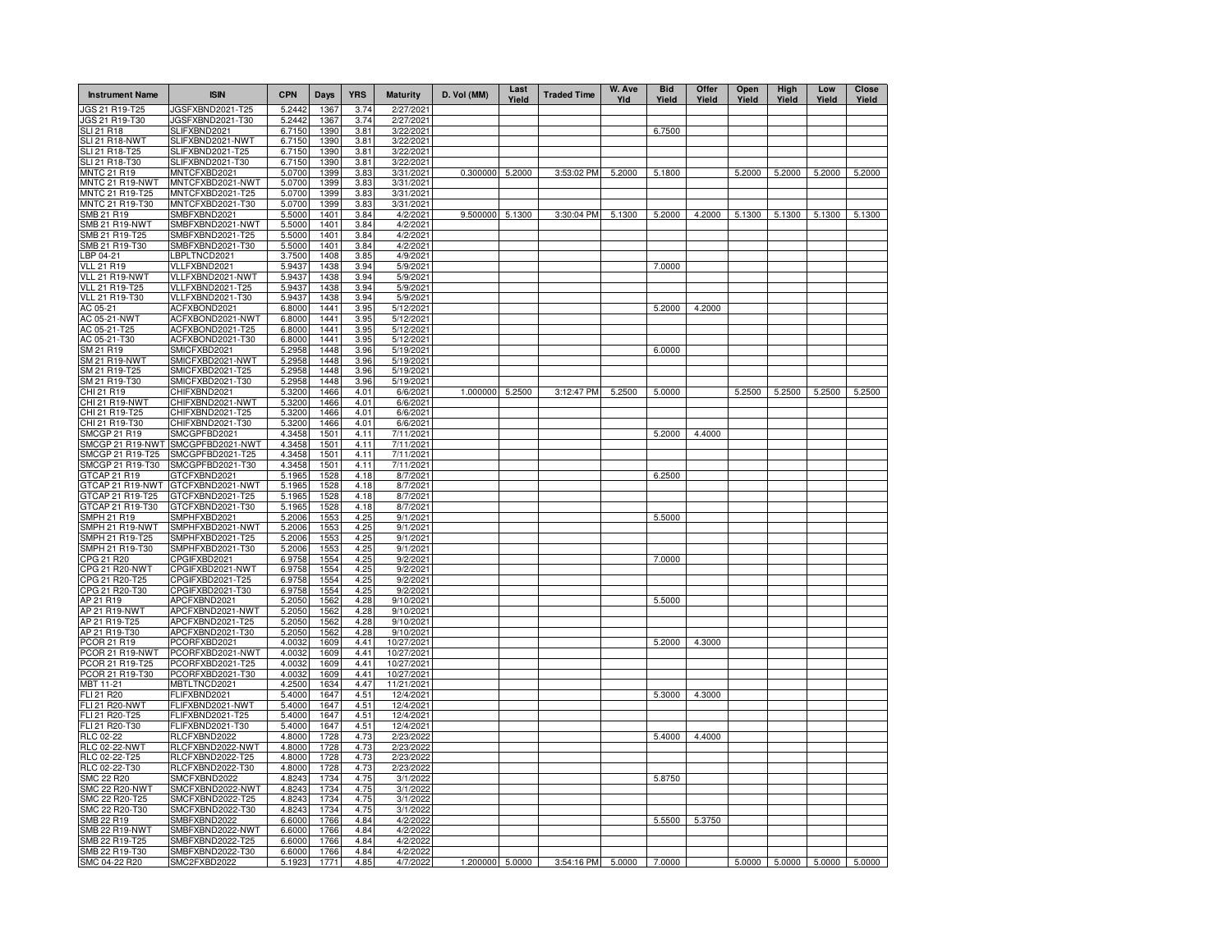| Instrument Name | ISIN | CPN | Days | YRS | Maturity | D. Vol (MM) | Last Yield | Traded Time | W. Ave Yld | Bid Yield | Offer Yield | Open Yield | High Yield | Low Yield | Close Yield |
|---|---|---|---|---|---|---|---|---|---|---|---|---|---|---|---|
| JGS 21 R19-T25 | JGSFXBND2021-T25 | 5.2442 | 1367 | 3.74 | 2/27/2021 | | | | | | | | | | |
| JGS 21 R19-T30 | JGSFXBND2021-T30 | 5.2442 | 1367 | 3.74 | 2/27/2021 | | | | | | | | | | |
| SLI 21 R18 | SLIFXBND2021 | 6.7150 | 1390 | 3.81 | 3/22/2021 | | | | | 6.7500 | | | | | |
| SLI 21 R18-NWT | SLIFXBND2021-NWT | 6.7150 | 1390 | 3.81 | 3/22/2021 | | | | | | | | | | |
| SLI 21 R18-T25 | SLIFXBND2021-T25 | 6.7150 | 1390 | 3.81 | 3/22/2021 | | | | | | | | | | |
| SLI 21 R18-T30 | SLIFXBND2021-T30 | 6.7150 | 1390 | 3.81 | 3/22/2021 | | | | | | | | | | |
| MNTC 21 R19 | MNTCFXBD2021 | 5.0700 | 1399 | 3.83 | 3/31/2021 | 0.300000 | 5.2000 | 3:53:02 PM | 5.2000 | 5.1800 | | 5.2000 | 5.2000 | 5.2000 | 5.2000 |
| MNTC 21 R19-NWT | MNTCFXBD2021-NWT | 5.0700 | 1399 | 3.83 | 3/31/2021 | | | | | | | | | | |
| MNTC 21 R19-T25 | MNTCFXBD2021-T25 | 5.0700 | 1399 | 3.83 | 3/31/2021 | | | | | | | | | | |
| MNTC 21 R19-T30 | MNTCFXBD2021-T30 | 5.0700 | 1399 | 3.83 | 3/31/2021 | | | | | | | | | | |
| SMB 21 R19 | SMBFXBND2021 | 5.5000 | 1401 | 3.84 | 4/2/2021 | 9.500000 | 5.1300 | 3:30:04 PM | 5.1300 | 5.2000 | 4.2000 | 5.1300 | 5.1300 | 5.1300 | 5.1300 |
| SMB 21 R19-NWT | SMBFXBND2021-NWT | 5.5000 | 1401 | 3.84 | 4/2/2021 | | | | | | | | | | |
| SMB 21 R19-T25 | SMBFXBND2021-T25 | 5.5000 | 1401 | 3.84 | 4/2/2021 | | | | | | | | | | |
| SMB 21 R19-T30 | SMBFXBND2021-T30 | 5.5000 | 1401 | 3.84 | 4/2/2021 | | | | | | | | | | |
| LBP 04-21 | LBPLTNCD2021 | 3.7500 | 1408 | 3.85 | 4/9/2021 | | | | | | | | | | |
| VLL 21 R19 | VLLFXBND2021 | 5.9437 | 1438 | 3.94 | 5/9/2021 | | | | | 7.0000 | | | | | |
| VLL 21 R19-NWT | VLLFXBND2021-NWT | 5.9437 | 1438 | 3.94 | 5/9/2021 | | | | | | | | | | |
| VLL 21 R19-T25 | VLLFXBND2021-T25 | 5.9437 | 1438 | 3.94 | 5/9/2021 | | | | | | | | | | |
| VLL 21 R19-T30 | VLLFXBND2021-T30 | 5.9437 | 1438 | 3.94 | 5/9/2021 | | | | | | | | | | |
| AC 05-21 | ACFXBOND2021 | 6.8000 | 1441 | 3.95 | 5/12/2021 | | | | | 5.2000 | 4.2000 | | | | |
| AC 05-21-NWT | ACFXBOND2021-NWT | 6.8000 | 1441 | 3.95 | 5/12/2021 | | | | | | | | | | |
| AC 05-21-T25 | ACFXBOND2021-T25 | 6.8000 | 1441 | 3.95 | 5/12/2021 | | | | | | | | | | |
| AC 05-21-T30 | ACFXBOND2021-T30 | 6.8000 | 1441 | 3.95 | 5/12/2021 | | | | | | | | | | |
| SM 21 R19 | SMICFXBD2021 | 5.2958 | 1448 | 3.96 | 5/19/2021 | | | | | 6.0000 | | | | | |
| SM 21 R19-NWT | SMICFXBD2021-NWT | 5.2958 | 1448 | 3.96 | 5/19/2021 | | | | | | | | | | |
| SM 21 R19-T25 | SMICFXBD2021-T25 | 5.2958 | 1448 | 3.96 | 5/19/2021 | | | | | | | | | | |
| SM 21 R19-T30 | SMICFXBD2021-T30 | 5.2958 | 1448 | 3.96 | 5/19/2021 | | | | | | | | | | |
| CHI 21 R19 | CHIFXBND2021 | 5.3200 | 1466 | 4.01 | 6/6/2021 | 1.000000 | 5.2500 | 3:12:47 PM | 5.2500 | 5.0000 | | 5.2500 | 5.2500 | 5.2500 | 5.2500 |
| CHI 21 R19-NWT | CHIFXBND2021-NWT | 5.3200 | 1466 | 4.01 | 6/6/2021 | | | | | | | | | | |
| CHI 21 R19-T25 | CHIFXBND2021-T25 | 5.3200 | 1466 | 4.01 | 6/6/2021 | | | | | | | | | | |
| CHI 21 R19-T30 | CHIFXBND2021-T30 | 5.3200 | 1466 | 4.01 | 6/6/2021 | | | | | | | | | | |
| SMCGP 21 R19 | SMCGPFBD2021 | 4.3458 | 1501 | 4.11 | 7/11/2021 | | | | | 5.2000 | 4.4000 | | | | |
| SMCGP 21 R19-NWT | SMCGPFBD2021-NWT | 4.3458 | 1501 | 4.11 | 7/11/2021 | | | | | | | | | | |
| SMCGP 21 R19-T25 | SMCGPFBD2021-T25 | 4.3458 | 1501 | 4.11 | 7/11/2021 | | | | | | | | | | |
| SMCGP 21 R19-T30 | SMCGPFBD2021-T30 | 4.3458 | 1501 | 4.11 | 7/11/2021 | | | | | | | | | | |
| GTCAP 21 R19 | GTCFXBND2021 | 5.1965 | 1528 | 4.18 | 8/7/2021 | | | | | 6.2500 | | | | | |
| GTCAP 21 R19-NWT | GTCFXBND2021-NWT | 5.1965 | 1528 | 4.18 | 8/7/2021 | | | | | | | | | | |
| GTCAP 21 R19-T25 | GTCFXBND2021-T25 | 5.1965 | 1528 | 4.18 | 8/7/2021 | | | | | | | | | | |
| GTCAP 21 R19-T30 | GTCFXBND2021-T30 | 5.1965 | 1528 | 4.18 | 8/7/2021 | | | | | | | | | | |
| SMPH 21 R19 | SMPHFXBD2021 | 5.2006 | 1553 | 4.25 | 9/1/2021 | | | | | 5.5000 | | | | | |
| SMPH 21 R19-NWT | SMPHFXBD2021-NWT | 5.2006 | 1553 | 4.25 | 9/1/2021 | | | | | | | | | | |
| SMPH 21 R19-T25 | SMPHFXBD2021-T25 | 5.2006 | 1553 | 4.25 | 9/1/2021 | | | | | | | | | | |
| SMPH 21 R19-T30 | SMPHFXBD2021-T30 | 5.2006 | 1553 | 4.25 | 9/1/2021 | | | | | | | | | | |
| CPG 21 R20 | CPGIFXBD2021 | 6.9758 | 1554 | 4.25 | 9/2/2021 | | | | | 7.0000 | | | | | |
| CPG 21 R20-NWT | CPGIFXBD2021-NWT | 6.9758 | 1554 | 4.25 | 9/2/2021 | | | | | | | | | | |
| CPG 21 R20-T25 | CPGIFXBD2021-T25 | 6.9758 | 1554 | 4.25 | 9/2/2021 | | | | | | | | | | |
| CPG 21 R20-T30 | CPGIFXBD2021-T30 | 6.9758 | 1554 | 4.25 | 9/2/2021 | | | | | | | | | | |
| AP 21 R19 | APCFXBND2021 | 5.2050 | 1562 | 4.28 | 9/10/2021 | | | | | 5.5000 | | | | | |
| AP 21 R19-NWT | APCFXBND2021-NWT | 5.2050 | 1562 | 4.28 | 9/10/2021 | | | | | | | | | | |
| AP 21 R19-T25 | APCFXBND2021-T25 | 5.2050 | 1562 | 4.28 | 9/10/2021 | | | | | | | | | | |
| AP 21 R19-T30 | APCFXBND2021-T30 | 5.2050 | 1562 | 4.28 | 9/10/2021 | | | | | | | | | | |
| PCOR 21 R19 | PCORFXBD2021 | 4.0032 | 1609 | 4.41 | 10/27/2021 | | | | | 5.2000 | 4.3000 | | | | |
| PCOR 21 R19-NWT | PCORFXBD2021-NWT | 4.0032 | 1609 | 4.41 | 10/27/2021 | | | | | | | | | | |
| PCOR 21 R19-T25 | PCORFXBD2021-T25 | 4.0032 | 1609 | 4.41 | 10/27/2021 | | | | | | | | | | |
| PCOR 21 R19-T30 | PCORFXBD2021-T30 | 4.0032 | 1609 | 4.41 | 10/27/2021 | | | | | | | | | | |
| MBT 11-21 | MBTLTNCD2021 | 4.2500 | 1634 | 4.47 | 11/21/2021 | | | | | | | | | | |
| FLI 21 R20 | FLIFXBND2021 | 5.4000 | 1647 | 4.51 | 12/4/2021 | | | | | 5.3000 | 4.3000 | | | | |
| FLI 21 R20-NWT | FLIFXBND2021-NWT | 5.4000 | 1647 | 4.51 | 12/4/2021 | | | | | | | | | | |
| FLI 21 R20-T25 | FLIFXBND2021-T25 | 5.4000 | 1647 | 4.51 | 12/4/2021 | | | | | | | | | | |
| FLI 21 R20-T30 | FLIFXBND2021-T30 | 5.4000 | 1647 | 4.51 | 12/4/2021 | | | | | | | | | | |
| RLC 02-22 | RLCFXBND2022 | 4.8000 | 1728 | 4.73 | 2/23/2022 | | | | | 5.4000 | 4.4000 | | | | |
| RLC 02-22-NWT | RLCFXBND2022-NWT | 4.8000 | 1728 | 4.73 | 2/23/2022 | | | | | | | | | | |
| RLC 02-22-T25 | RLCFXBND2022-T25 | 4.8000 | 1728 | 4.73 | 2/23/2022 | | | | | | | | | | |
| RLC 02-22-T30 | RLCFXBND2022-T30 | 4.8000 | 1728 | 4.73 | 2/23/2022 | | | | | | | | | | |
| SMC 22 R20 | SMCFXBND2022 | 4.8243 | 1734 | 4.75 | 3/1/2022 | | | | | 5.8750 | | | | | |
| SMC 22 R20-NWT | SMCFXBND2022-NWT | 4.8243 | 1734 | 4.75 | 3/1/2022 | | | | | | | | | | |
| SMC 22 R20-T25 | SMCFXBND2022-T25 | 4.8243 | 1734 | 4.75 | 3/1/2022 | | | | | | | | | | |
| SMC 22 R20-T30 | SMCFXBND2022-T30 | 4.8243 | 1734 | 4.75 | 3/1/2022 | | | | | | | | | | |
| SMB 22 R19 | SMBFXBND2022 | 6.6000 | 1766 | 4.84 | 4/2/2022 | | | | | 5.5500 | 5.3750 | | | | |
| SMB 22 R19-NWT | SMBFXBND2022-NWT | 6.6000 | 1766 | 4.84 | 4/2/2022 | | | | | | | | | | |
| SMB 22 R19-T25 | SMBFXBND2022-T25 | 6.6000 | 1766 | 4.84 | 4/2/2022 | | | | | | | | | | |
| SMB 22 R19-T30 | SMBFXBND2022-T30 | 6.6000 | 1766 | 4.84 | 4/2/2022 | | | | | | | | | | |
| SMC 04-22 R20 | SMC2FXBD2022 | 5.1923 | 1771 | 4.85 | 4/7/2022 | 1.200000 | 5.0000 | 3:54:16 PM | 5.0000 | 7.0000 | | 5.0000 | 5.0000 | 5.0000 | 5.0000 |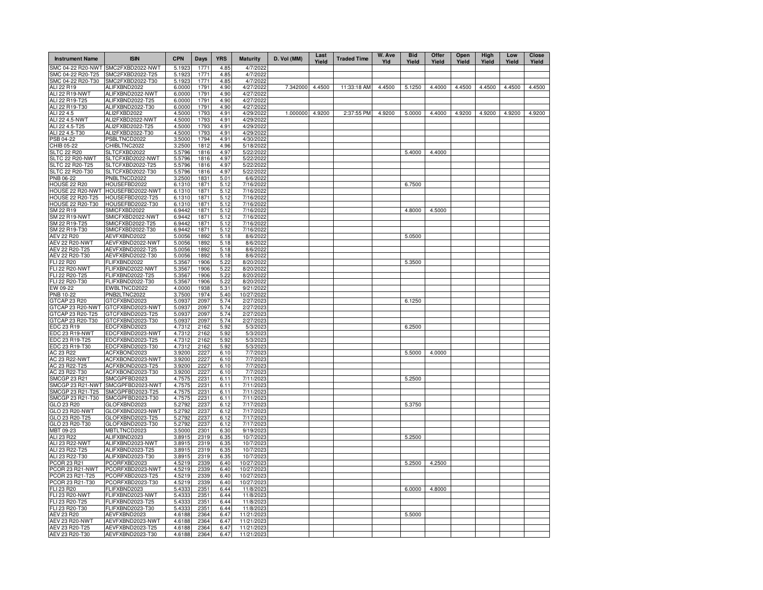| Instrument Name | ISIN | CPN | Days | YRS | Maturity | D. Vol (MM) | Last Yield | Traded Time | W. Ave Yld | Bid Yield | Offer Yield | Open Yield | High Yield | Low Yield | Close Yield |
|---|---|---|---|---|---|---|---|---|---|---|---|---|---|---|---|
| SMC 04-22 R20-NWT | SMC2FXBD2022-NWT | 5.1923 | 1771 | 4.85 | 4/7/2022 | | | | | | | | | | |
| SMC 04-22 R20-T25 | SMC2FXBD2022-T25 | 5.1923 | 1771 | 4.85 | 4/7/2022 | | | | | | | | | | |
| SMC 04-22 R20-T30 | SMC2FXBD2022-T30 | 5.1923 | 1771 | 4.85 | 4/7/2022 | | | | | | | | | | |
| ALI 22 R19 | ALIFXBND2022 | 6.0000 | 1791 | 4.90 | 4/27/2022 | 7.342000 | 4.4500 | 11:33:18 AM | 4.4500 | 5.1250 | 4.4000 | 4.4500 | 4.4500 | 4.4500 | 4.4500 |
| ALI 22 R19-NWT | ALIFXBND2022-NWT | 6.0000 | 1791 | 4.90 | 4/27/2022 | | | | | | | | | | |
| ALI 22 R19-T25 | ALIFXBND2022-T25 | 6.0000 | 1791 | 4.90 | 4/27/2022 | | | | | | | | | | |
| ALI 22 R19-T30 | ALIFXBND2022-T30 | 6.0000 | 1791 | 4.90 | 4/27/2022 | | | | | | | | | | |
| ALI 22 4.5 | ALI2FXBD2022 | 4.5000 | 1793 | 4.91 | 4/29/2022 | 1.000000 | 4.9200 | 2:37:55 PM | 4.9200 | 5.0000 | 4.4000 | 4.9200 | 4.9200 | 4.9200 | 4.9200 |
| ALI 22 4.5-NWT | ALI2FXBD2022-NWT | 4.5000 | 1793 | 4.91 | 4/29/2022 | | | | | | | | | | |
| ALI 22 4.5-T25 | ALI2FXBD2022-T25 | 4.5000 | 1793 | 4.91 | 4/29/2022 | | | | | | | | | | |
| ALI 22 4.5-T30 | ALI2FXBD2022-T30 | 4.5000 | 1793 | 4.91 | 4/29/2022 | | | | | | | | | | |
| PSB 04-22 | PSBLTNCD2022 | 3.5000 | 1794 | 4.91 | 4/30/2022 | | | | | | | | | | |
| CHIB 05-22 | CHIBLTNC2022 | 3.2500 | 1812 | 4.96 | 5/18/2022 | | | | | | | | | | |
| SLTC 22 R20 | SLTCFXBD2022 | 5.5796 | 1816 | 4.97 | 5/22/2022 | | | | | 5.4000 | 4.4000 | | | | |
| SLTC 22 R20-NWT | SLTCFXBD2022-NWT | 5.5796 | 1816 | 4.97 | 5/22/2022 | | | | | | | | | | |
| SLTC 22 R20-T25 | SLTCFXBD2022-T25 | 5.5796 | 1816 | 4.97 | 5/22/2022 | | | | | | | | | | |
| SLTC 22 R20-T30 | SLTCFXBD2022-T30 | 5.5796 | 1816 | 4.97 | 5/22/2022 | | | | | | | | | | |
| PNB 06-22 | PNBLTNCD2022 | 3.2500 | 1831 | 5.01 | 6/6/2022 | | | | | | | | | | |
| HOUSE 22 R20 | HOUSEFBD2022 | 6.1310 | 1871 | 5.12 | 7/16/2022 | | | | | 6.7500 | | | | | |
| HOUSE 22 R20-NWT | HOUSEFBD2022-NWT | 6.1310 | 1871 | 5.12 | 7/16/2022 | | | | | | | | | | |
| HOUSE 22 R20-T25 | HOUSEFBD2022-T25 | 6.1310 | 1871 | 5.12 | 7/16/2022 | | | | | | | | | | |
| HOUSE 22 R20-T30 | HOUSEFBD2022-T30 | 6.1310 | 1871 | 5.12 | 7/16/2022 | | | | | | | | | | |
| SM 22 R19 | SMICFXBD2022 | 6.9442 | 1871 | 5.12 | 7/16/2022 | | | | | 4.8000 | 4.5000 | | | | |
| SM 22 R19-NWT | SMICFXBD2022-NWT | 6.9442 | 1871 | 5.12 | 7/16/2022 | | | | | | | | | | |
| SM 22 R19-T25 | SMICFXBD2022-T25 | 6.9442 | 1871 | 5.12 | 7/16/2022 | | | | | | | | | | |
| SM 22 R19-T30 | SMICFXBD2022-T30 | 6.9442 | 1871 | 5.12 | 7/16/2022 | | | | | | | | | | |
| AEV 22 R20 | AEVFXBND2022 | 5.0056 | 1892 | 5.18 | 8/6/2022 | | | | | 5.0500 | | | | | |
| AEV 22 R20-NWT | AEVFXBND2022-NWT | 5.0056 | 1892 | 5.18 | 8/6/2022 | | | | | | | | | | |
| AEV 22 R20-T25 | AEVFXBND2022-T25 | 5.0056 | 1892 | 5.18 | 8/6/2022 | | | | | | | | | | |
| AEV 22 R20-T30 | AEVFXBND2022-T30 | 5.0056 | 1892 | 5.18 | 8/6/2022 | | | | | | | | | | |
| FLI 22 R20 | FLIFXBND2022 | 5.3567 | 1906 | 5.22 | 8/20/2022 | | | | | 5.3500 | | | | | |
| FLI 22 R20-NWT | FLIFXBND2022-NWT | 5.3567 | 1906 | 5.22 | 8/20/2022 | | | | | | | | | | |
| FLI 22 R20-T25 | FLIFXBND2022-T25 | 5.3567 | 1906 | 5.22 | 8/20/2022 | | | | | | | | | | |
| FLI 22 R20-T30 | FLIFXBND2022-T30 | 5.3567 | 1906 | 5.22 | 8/20/2022 | | | | | | | | | | |
| EW 09-22 | EWBLTNCD2022 | 4.0000 | 1938 | 5.31 | 9/21/2022 | | | | | | | | | | |
| PNB 10-22 | PNB2LTNC2022 | 3.7500 | 1974 | 5.40 | 10/27/2022 | | | | | | | | | | |
| GTCAP 23 R20 | GTCFXBND2023 | 5.0937 | 2097 | 5.74 | 2/27/2023 | | | | | 6.1250 | | | | | |
| GTCAP 23 R20-NWT | GTCFXBND2023-NWT | 5.0937 | 2097 | 5.74 | 2/27/2023 | | | | | | | | | | |
| GTCAP 23 R20-T25 | GTCFXBND2023-T25 | 5.0937 | 2097 | 5.74 | 2/27/2023 | | | | | | | | | | |
| GTCAP 23 R20-T30 | GTCFXBND2023-T30 | 5.0937 | 2097 | 5.74 | 2/27/2023 | | | | | | | | | | |
| EDC 23 R19 | EDCFXBND2023 | 4.7312 | 2162 | 5.92 | 5/3/2023 | | | | | 6.2500 | | | | | |
| EDC 23 R19-NWT | EDCFXBND2023-NWT | 4.7312 | 2162 | 5.92 | 5/3/2023 | | | | | | | | | | |
| EDC 23 R19-T25 | EDCFXBND2023-T25 | 4.7312 | 2162 | 5.92 | 5/3/2023 | | | | | | | | | | |
| EDC 23 R19-T30 | EDCFXBND2023-T30 | 4.7312 | 2162 | 5.92 | 5/3/2023 | | | | | | | | | | |
| AC 23 R22 | ACFXBOND2023 | 3.9200 | 2227 | 6.10 | 7/7/2023 | | | | | 5.5000 | 4.0000 | | | | |
| AC 23 R22-NWT | ACFXBOND2023-NWT | 3.9200 | 2227 | 6.10 | 7/7/2023 | | | | | | | | | | |
| AC 23 R22-T25 | ACFXBOND2023-T25 | 3.9200 | 2227 | 6.10 | 7/7/2023 | | | | | | | | | | |
| AC 23 R22-T30 | ACFXBOND2023-T30 | 3.9200 | 2227 | 6.10 | 7/7/2023 | | | | | | | | | | |
| SMCGP 23 R21 | SMCGPFBD2023 | 4.7575 | 2231 | 6.11 | 7/11/2023 | | | | | 5.2500 | | | | | |
| SMCGP 23 R21-NWT | SMCGPFBD2023-NWT | 4.7575 | 2231 | 6.11 | 7/11/2023 | | | | | | | | | | |
| SMCGP 23 R21-T25 | SMCGPFBD2023-T25 | 4.7575 | 2231 | 6.11 | 7/11/2023 | | | | | | | | | | |
| SMCGP 23 R21-T30 | SMCGPFBD2023-T30 | 4.7575 | 2231 | 6.11 | 7/11/2023 | | | | | | | | | | |
| GLO 23 R20 | GLOFXBND2023 | 5.2792 | 2237 | 6.12 | 7/17/2023 | | | | | 5.3750 | | | | | |
| GLO 23 R20-NWT | GLOFXBND2023-NWT | 5.2792 | 2237 | 6.12 | 7/17/2023 | | | | | | | | | | |
| GLO 23 R20-T25 | GLOFXBND2023-T25 | 5.2792 | 2237 | 6.12 | 7/17/2023 | | | | | | | | | | |
| GLO 23 R20-T30 | GLOFXBND2023-T30 | 5.2792 | 2237 | 6.12 | 7/17/2023 | | | | | | | | | | |
| MBT 09-23 | MBTLTNCD2023 | 3.5000 | 2301 | 6.30 | 9/19/2023 | | | | | | | | | | |
| ALI 23 R22 | ALIFXBND2023 | 3.8915 | 2319 | 6.35 | 10/7/2023 | | | | | 5.2500 | | | | | |
| ALI 23 R22-NWT | ALIFXBND2023-NWT | 3.8915 | 2319 | 6.35 | 10/7/2023 | | | | | | | | | | |
| ALI 23 R22-T25 | ALIFXBND2023-T25 | 3.8915 | 2319 | 6.35 | 10/7/2023 | | | | | | | | | | |
| ALI 23 R22-T30 | ALIFXBND2023-T30 | 3.8915 | 2319 | 6.35 | 10/7/2023 | | | | | | | | | | |
| PCOR 23 R21 | PCORFXBD2023 | 4.5219 | 2339 | 6.40 | 10/27/2023 | | | | | 5.2500 | 4.2500 | | | | |
| PCOR 23 R21-NWT | PCORFXBD2023-NWT | 4.5219 | 2339 | 6.40 | 10/27/2023 | | | | | | | | | | |
| PCOR 23 R21-T25 | PCORFXBD2023-T25 | 4.5219 | 2339 | 6.40 | 10/27/2023 | | | | | | | | | | |
| PCOR 23 R21-T30 | PCORFXBD2023-T30 | 4.5219 | 2339 | 6.40 | 10/27/2023 | | | | | | | | | | |
| FLI 23 R20 | FLIFXBND2023 | 5.4333 | 2351 | 6.44 | 11/8/2023 | | | | | 6.0000 | 4.8000 | | | | |
| FLI 23 R20-NWT | FLIFXBND2023-NWT | 5.4333 | 2351 | 6.44 | 11/8/2023 | | | | | | | | | | |
| FLI 23 R20-T25 | FLIFXBND2023-T25 | 5.4333 | 2351 | 6.44 | 11/8/2023 | | | | | | | | | | |
| FLI 23 R20-T30 | FLIFXBND2023-T30 | 5.4333 | 2351 | 6.44 | 11/8/2023 | | | | | | | | | | |
| AEV 23 R20 | AEVFXBND2023 | 4.6188 | 2364 | 6.47 | 11/21/2023 | | | | | 5.5000 | | | | | |
| AEV 23 R20-NWT | AEVFXBND2023-NWT | 4.6188 | 2364 | 6.47 | 11/21/2023 | | | | | | | | | | |
| AEV 23 R20-T25 | AEVFXBND2023-T25 | 4.6188 | 2364 | 6.47 | 11/21/2023 | | | | | | | | | | |
| AEV 23 R20-T30 | AEVFXBND2023-T30 | 4.6188 | 2364 | 6.47 | 11/21/2023 | | | | | | | | | | |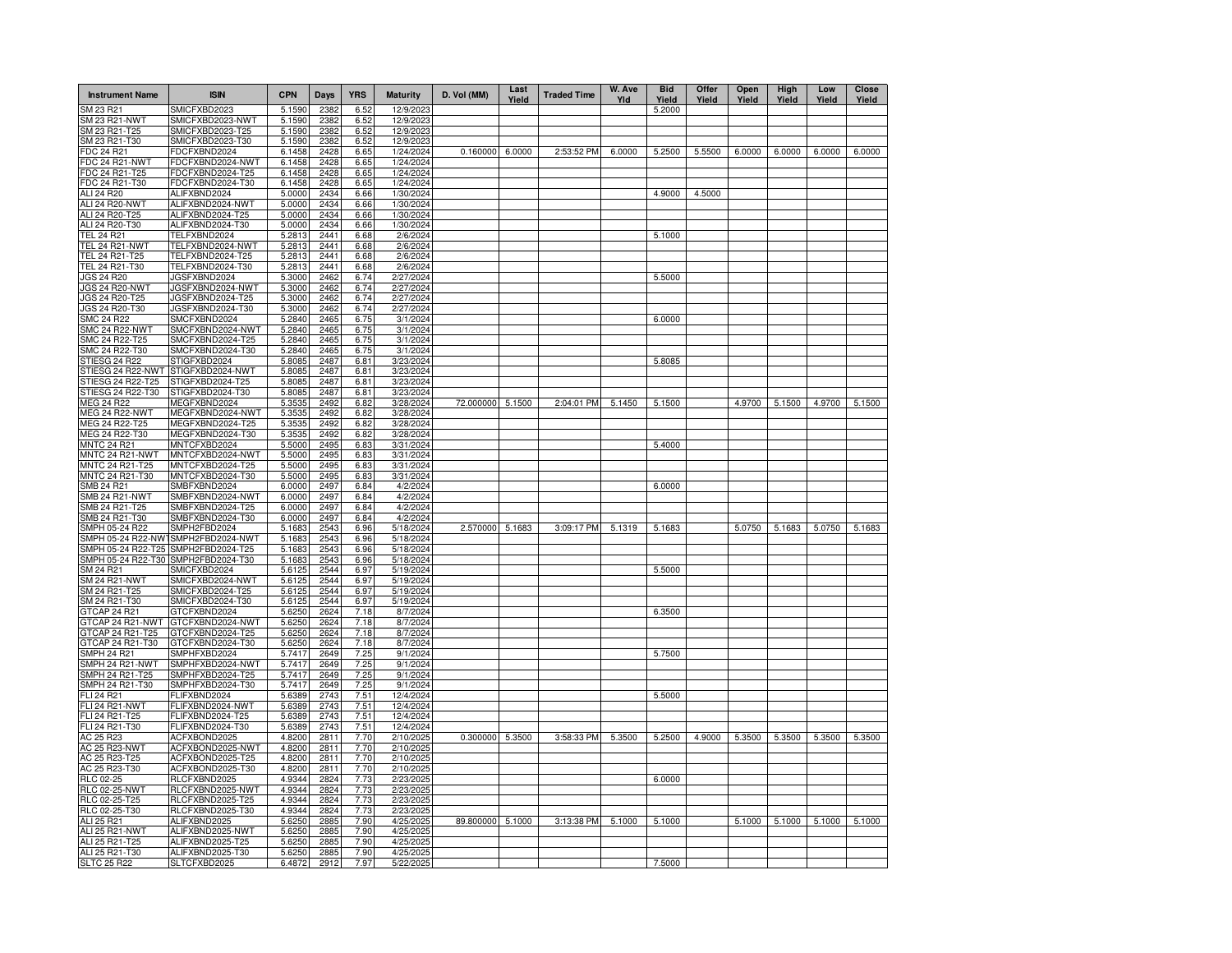| Instrument Name | ISIN | CPN | Days | YRS | Maturity | D. Vol (MM) | Last Yield | Traded Time | W. Ave Yld | Bid Yield | Offer Yield | Open Yield | High Yield | Low Yield | Close Yield |
|---|---|---|---|---|---|---|---|---|---|---|---|---|---|---|---|
| SM 23 R21 | SMICFXBD2023 | 5.1590 | 2382 | 6.52 | 12/9/2023 | | | | | 5.2000 | | | | | |
| SM 23 R21-NWT | SMICFXBD2023-NWT | 5.1590 | 2382 | 6.52 | 12/9/2023 | | | | | | | | | | |
| SM 23 R21-T25 | SMICFXBD2023-T25 | 5.1590 | 2382 | 6.52 | 12/9/2023 | | | | | | | | | | |
| SM 23 R21-T30 | SMICFXBD2023-T30 | 5.1590 | 2382 | 6.52 | 12/9/2023 | | | | | | | | | | |
| FDC 24 R21 | FDCFXBND2024 | 6.1458 | 2428 | 6.65 | 1/24/2024 | 0.160000 | 6.0000 | 2:53:52 PM | 6.0000 | 5.2500 | 5.5500 | 6.0000 | 6.0000 | 6.0000 | 6.0000 |
| FDC 24 R21-NWT | FDCFXBND2024-NWT | 6.1458 | 2428 | 6.65 | 1/24/2024 | | | | | | | | | | |
| FDC 24 R21-T25 | FDCFXBND2024-T25 | 6.1458 | 2428 | 6.65 | 1/24/2024 | | | | | | | | | | |
| FDC 24 R21-T30 | FDCFXBND2024-T30 | 6.1458 | 2428 | 6.65 | 1/24/2024 | | | | | | | | | | |
| ALI 24 R20 | ALIFXBND2024 | 5.0000 | 2434 | 6.66 | 1/30/2024 | | | | | 4.9000 | 4.5000 | | | | |
| ALI 24 R20-NWT | ALIFXBND2024-NWT | 5.0000 | 2434 | 6.66 | 1/30/2024 | | | | | | | | | | |
| ALI 24 R20-T25 | ALIFXBND2024-T25 | 5.0000 | 2434 | 6.66 | 1/30/2024 | | | | | | | | | | |
| ALI 24 R20-T30 | ALIFXBND2024-T30 | 5.0000 | 2434 | 6.66 | 1/30/2024 | | | | | | | | | | |
| TEL 24 R21 | TELFXBND2024 | 5.2813 | 2441 | 6.68 | 2/6/2024 | | | | | 5.1000 | | | | | |
| TEL 24 R21-NWT | TELFXBND2024-NWT | 5.2813 | 2441 | 6.68 | 2/6/2024 | | | | | | | | | | |
| TEL 24 R21-T25 | TELFXBND2024-T25 | 5.2813 | 2441 | 6.68 | 2/6/2024 | | | | | | | | | | |
| TEL 24 R21-T30 | TELFXBND2024-T30 | 5.2813 | 2441 | 6.68 | 2/6/2024 | | | | | | | | | | |
| JGS 24 R20 | JGSFXBND2024 | 5.3000 | 2462 | 6.74 | 2/27/2024 | | | | | 5.5000 | | | | | |
| JGS 24 R20-NWT | JGSFXBND2024-NWT | 5.3000 | 2462 | 6.74 | 2/27/2024 | | | | | | | | | | |
| JGS 24 R20-T25 | JGSFXBND2024-T25 | 5.3000 | 2462 | 6.74 | 2/27/2024 | | | | | | | | | | |
| JGS 24 R20-T30 | JGSFXBND2024-T30 | 5.3000 | 2462 | 6.74 | 2/27/2024 | | | | | | | | | | |
| SMC 24 R22 | SMCFXBND2024 | 5.2840 | 2465 | 6.75 | 3/1/2024 | | | | | 6.0000 | | | | | |
| SMC 24 R22-NWT | SMCFXBND2024-NWT | 5.2840 | 2465 | 6.75 | 3/1/2024 | | | | | | | | | | |
| SMC 24 R22-T25 | SMCFXBND2024-T25 | 5.2840 | 2465 | 6.75 | 3/1/2024 | | | | | | | | | | |
| SMC 24 R22-T30 | SMCFXBND2024-T30 | 5.2840 | 2465 | 6.75 | 3/1/2024 | | | | | | | | | | |
| STIESG 24 R22 | STIGFXBD2024 | 5.8085 | 2487 | 6.81 | 3/23/2024 | | | | | 5.8085 | | | | | |
| STIESG 24 R22-NWT | STIGFXBD2024-NWT | 5.8085 | 2487 | 6.81 | 3/23/2024 | | | | | | | | | | |
| STIESG 24 R22-T25 | STIGFXBD2024-T25 | 5.8085 | 2487 | 6.81 | 3/23/2024 | | | | | | | | | | |
| STIESG 24 R22-T30 | STIGFXBD2024-T30 | 5.8085 | 2487 | 6.81 | 3/23/2024 | | | | | | | | | | |
| MEG 24 R22 | MEGFXBND2024 | 5.3535 | 2492 | 6.82 | 3/28/2024 | 72.000000 | 5.1500 | 2:04:01 PM | 5.1450 | 5.1500 | | 4.9700 | 5.1500 | 4.9700 | 5.1500 |
| MEG 24 R22-NWT | MEGFXBND2024-NWT | 5.3535 | 2492 | 6.82 | 3/28/2024 | | | | | | | | | | |
| MEG 24 R22-T25 | MEGFXBND2024-T25 | 5.3535 | 2492 | 6.82 | 3/28/2024 | | | | | | | | | | |
| MEG 24 R22-T30 | MEGFXBND2024-T30 | 5.3535 | 2492 | 6.82 | 3/28/2024 | | | | | | | | | | |
| MNTC 24 R21 | MNTCFXBD2024 | 5.5000 | 2495 | 6.83 | 3/31/2024 | | | | | 5.4000 | | | | | |
| MNTC 24 R21-NWT | MNTCFXBD2024-NWT | 5.5000 | 2495 | 6.83 | 3/31/2024 | | | | | | | | | | |
| MNTC 24 R21-T25 | MNTCFXBD2024-T25 | 5.5000 | 2495 | 6.83 | 3/31/2024 | | | | | | | | | | |
| MNTC 24 R21-T30 | MNTCFXBD2024-T30 | 5.5000 | 2495 | 6.83 | 3/31/2024 | | | | | | | | | | |
| SMB 24 R21 | SMBFXBND2024 | 6.0000 | 2497 | 6.84 | 4/2/2024 | | | | | 6.0000 | | | | | |
| SMB 24 R21-NWT | SMBFXBND2024-NWT | 6.0000 | 2497 | 6.84 | 4/2/2024 | | | | | | | | | | |
| SMB 24 R21-T25 | SMBFXBND2024-T25 | 6.0000 | 2497 | 6.84 | 4/2/2024 | | | | | | | | | | |
| SMB 24 R21-T30 | SMBFXBND2024-T30 | 6.0000 | 2497 | 6.84 | 4/2/2024 | | | | | | | | | | |
| SMPH 05-24 R22 | SMPH2FBD2024 | 5.1683 | 2543 | 6.96 | 5/18/2024 | 2.570000 | 5.1683 | 3:09:17 PM | 5.1319 | 5.1683 | | 5.0750 | 5.1683 | 5.0750 | 5.1683 |
| SMPH 05-24 R22-NWT | SMPH2FBD2024-NWT | 5.1683 | 2543 | 6.96 | 5/18/2024 | | | | | | | | | | |
| SMPH 05-24 R22-T25 | SMPH2FBD2024-T25 | 5.1683 | 2543 | 6.96 | 5/18/2024 | | | | | | | | | | |
| SMPH 05-24 R22-T30 | SMPH2FBD2024-T30 | 5.1683 | 2543 | 6.96 | 5/18/2024 | | | | | | | | | | |
| SM 24 R21 | SMICFXBD2024 | 5.6125 | 2544 | 6.97 | 5/19/2024 | | | | | 5.5000 | | | | | |
| SM 24 R21-NWT | SMICFXBD2024-NWT | 5.6125 | 2544 | 6.97 | 5/19/2024 | | | | | | | | | | |
| SM 24 R21-T25 | SMICFXBD2024-T25 | 5.6125 | 2544 | 6.97 | 5/19/2024 | | | | | | | | | | |
| SM 24 R21-T30 | SMICFXBD2024-T30 | 5.6125 | 2544 | 6.97 | 5/19/2024 | | | | | | | | | | |
| GTCAP 24 R21 | GTCFXBND2024 | 5.6250 | 2624 | 7.18 | 8/7/2024 | | | | | 6.3500 | | | | | |
| GTCAP 24 R21-NWT | GTCFXBND2024-NWT | 5.6250 | 2624 | 7.18 | 8/7/2024 | | | | | | | | | | |
| GTCAP 24 R21-T25 | GTCFXBND2024-T25 | 5.6250 | 2624 | 7.18 | 8/7/2024 | | | | | | | | | | |
| GTCAP 24 R21-T30 | GTCFXBND2024-T30 | 5.6250 | 2624 | 7.18 | 8/7/2024 | | | | | | | | | | |
| SMPH 24 R21 | SMPHFXBD2024 | 5.7417 | 2649 | 7.25 | 9/1/2024 | | | | | 5.7500 | | | | | |
| SMPH 24 R21-NWT | SMPHFXBD2024-NWT | 5.7417 | 2649 | 7.25 | 9/1/2024 | | | | | | | | | | |
| SMPH 24 R21-T25 | SMPHFXBD2024-T25 | 5.7417 | 2649 | 7.25 | 9/1/2024 | | | | | | | | | | |
| SMPH 24 R21-T30 | SMPHFXBD2024-T30 | 5.7417 | 2649 | 7.25 | 9/1/2024 | | | | | | | | | | |
| FLI 24 R21 | FLIFXBND2024 | 5.6389 | 2743 | 7.51 | 12/4/2024 | | | | | 5.5000 | | | | | |
| FLI 24 R21-NWT | FLIFXBND2024-NWT | 5.6389 | 2743 | 7.51 | 12/4/2024 | | | | | | | | | | |
| FLI 24 R21-T25 | FLIFXBND2024-T25 | 5.6389 | 2743 | 7.51 | 12/4/2024 | | | | | | | | | | |
| FLI 24 R21-T30 | FLIFXBND2024-T30 | 5.6389 | 2743 | 7.51 | 12/4/2024 | | | | | | | | | | |
| AC 25 R23 | ACFXBOND2025 | 4.8200 | 2811 | 7.70 | 2/10/2025 | 0.300000 | 5.3500 | 3:58:33 PM | 5.3500 | 5.2500 | 4.9000 | 5.3500 | 5.3500 | 5.3500 | 5.3500 |
| AC 25 R23-NWT | ACFXBOND2025-NWT | 4.8200 | 2811 | 7.70 | 2/10/2025 | | | | | | | | | | |
| AC 25 R23-T25 | ACFXBOND2025-T25 | 4.8200 | 2811 | 7.70 | 2/10/2025 | | | | | | | | | | |
| AC 25 R23-T30 | ACFXBOND2025-T30 | 4.8200 | 2811 | 7.70 | 2/10/2025 | | | | | | | | | | |
| RLC 02-25 | RLCFXBND2025 | 4.9344 | 2824 | 7.73 | 2/23/2025 | | | | | 6.0000 | | | | | |
| RLC 02-25-NWT | RLCFXBND2025-NWT | 4.9344 | 2824 | 7.73 | 2/23/2025 | | | | | | | | | | |
| RLC 02-25-T25 | RLCFXBND2025-T25 | 4.9344 | 2824 | 7.73 | 2/23/2025 | | | | | | | | | | |
| RLC 02-25-T30 | RLCFXBND2025-T30 | 4.9344 | 2824 | 7.73 | 2/23/2025 | | | | | | | | | | |
| ALI 25 R21 | ALIFXBND2025 | 5.6250 | 2885 | 7.90 | 4/25/2025 | 89.800000 | 5.1000 | 3:13:38 PM | 5.1000 | 5.1000 | | 5.1000 | 5.1000 | 5.1000 | 5.1000 |
| ALI 25 R21-NWT | ALIFXBND2025-NWT | 5.6250 | 2885 | 7.90 | 4/25/2025 | | | | | | | | | | |
| ALI 25 R21-T25 | ALIFXBND2025-T25 | 5.6250 | 2885 | 7.90 | 4/25/2025 | | | | | | | | | | |
| ALI 25 R21-T30 | ALIFXBND2025-T30 | 5.6250 | 2885 | 7.90 | 4/25/2025 | | | | | | | | | | |
| SLTC 25 R22 | SLTCFXBD2025 | 6.4872 | 2912 | 7.97 | 5/22/2025 | | | | | 7.5000 | | | | | |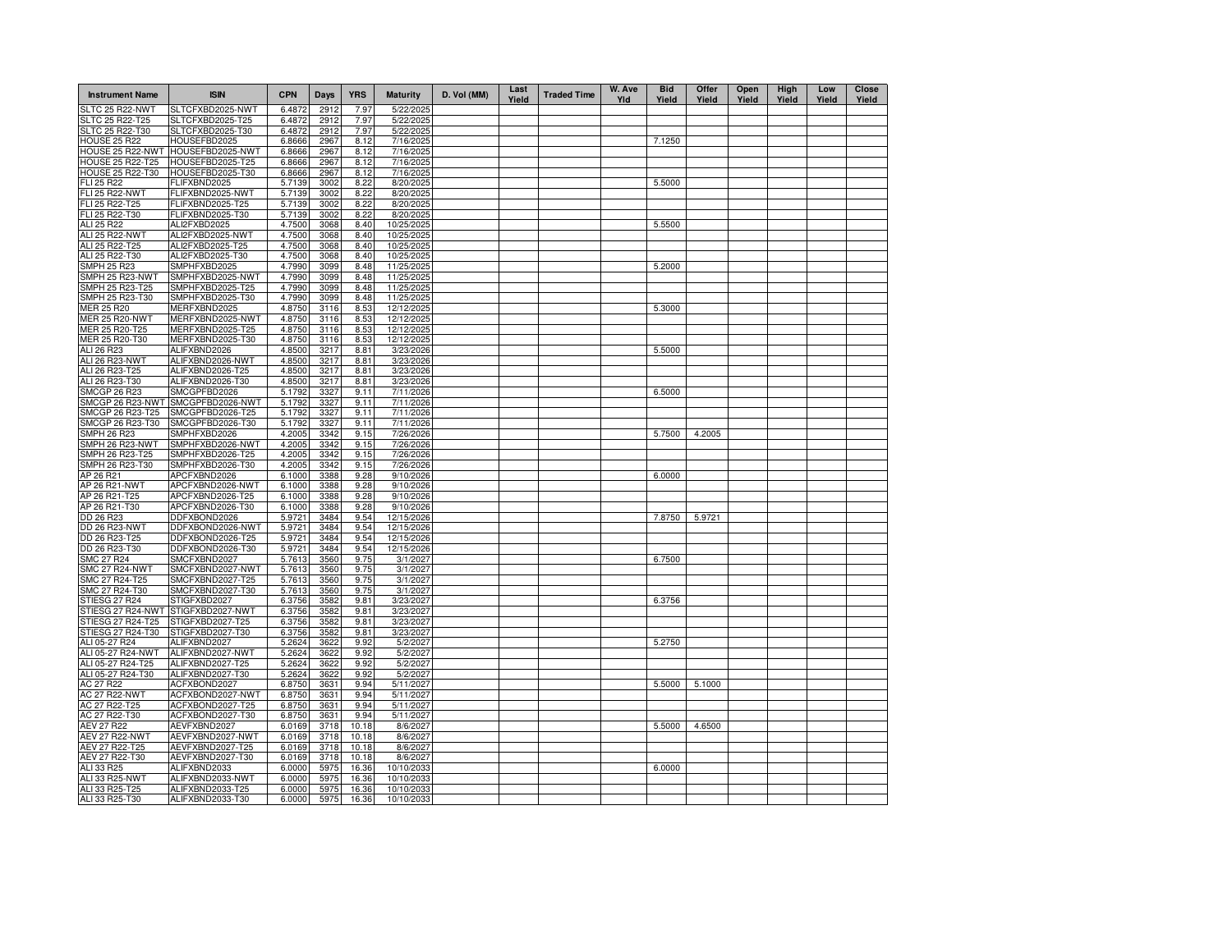| Instrument Name | ISIN | CPN | Days | YRS | Maturity | D. Vol (MM) | Last Yield | Traded Time | W. Ave Yld | Bid Yield | Offer Yield | Open Yield | High Yield | Low Yield | Close Yield |
|---|---|---|---|---|---|---|---|---|---|---|---|---|---|---|---|
| SLTC 25 R22-NWT | SLTCFXBD2025-NWT | 6.4872 | 2912 | 7.97 | 5/22/2025 | | | | | | | | | | |
| SLTC 25 R22-T25 | SLTCFXBD2025-T25 | 6.4872 | 2912 | 7.97 | 5/22/2025 | | | | | | | | | | |
| SLTC 25 R22-T30 | SLTCFXBD2025-T30 | 6.4872 | 2912 | 7.97 | 5/22/2025 | | | | | | | | | | |
| HOUSE 25 R22 | HOUSEFBD2025 | 6.8666 | 2967 | 8.12 | 7/16/2025 | | | | | 7.1250 | | | | | |
| HOUSE 25 R22-NWT | HOUSEFBD2025-NWT | 6.8666 | 2967 | 8.12 | 7/16/2025 | | | | | | | | | | |
| HOUSE 25 R22-T25 | HOUSEFBD2025-T25 | 6.8666 | 2967 | 8.12 | 7/16/2025 | | | | | | | | | | |
| HOUSE 25 R22-T30 | HOUSEFBD2025-T30 | 6.8666 | 2967 | 8.12 | 7/16/2025 | | | | | | | | | | |
| FLI 25 R22 | FLIFXBND2025 | 5.7139 | 3002 | 8.22 | 8/20/2025 | | | | | 5.5000 | | | | | |
| FLI 25 R22-NWT | FLIFXBND2025-NWT | 5.7139 | 3002 | 8.22 | 8/20/2025 | | | | | | | | | | |
| FLI 25 R22-T25 | FLIFXBND2025-T25 | 5.7139 | 3002 | 8.22 | 8/20/2025 | | | | | | | | | | |
| FLI 25 R22-T30 | FLIFXBND2025-T30 | 5.7139 | 3002 | 8.22 | 8/20/2025 | | | | | | | | | | |
| ALI 25 R22 | ALI2FXBD2025 | 4.7500 | 3068 | 8.40 | 10/25/2025 | | | | | 5.5500 | | | | | |
| ALI 25 R22-NWT | ALI2FXBD2025-NWT | 4.7500 | 3068 | 8.40 | 10/25/2025 | | | | | | | | | | |
| ALI 25 R22-T25 | ALI2FXBD2025-T25 | 4.7500 | 3068 | 8.40 | 10/25/2025 | | | | | | | | | | |
| ALI 25 R22-T30 | ALI2FXBD2025-T30 | 4.7500 | 3068 | 8.40 | 10/25/2025 | | | | | | | | | | |
| SMPH 25 R23 | SMPHFXBD2025 | 4.7990 | 3099 | 8.48 | 11/25/2025 | | | | | 5.2000 | | | | | |
| SMPH 25 R23-NWT | SMPHFXBD2025-NWT | 4.7990 | 3099 | 8.48 | 11/25/2025 | | | | | | | | | | |
| SMPH 25 R23-T25 | SMPHFXBD2025-T25 | 4.7990 | 3099 | 8.48 | 11/25/2025 | | | | | | | | | | |
| SMPH 25 R23-T30 | SMPHFXBD2025-T30 | 4.7990 | 3099 | 8.48 | 11/25/2025 | | | | | | | | | | |
| MER 25 R20 | MERFXBND2025 | 4.8750 | 3116 | 8.53 | 12/12/2025 | | | | | 5.3000 | | | | | |
| MER 25 R20-NWT | MERFXBND2025-NWT | 4.8750 | 3116 | 8.53 | 12/12/2025 | | | | | | | | | | |
| MER 25 R20-T25 | MERFXBND2025-T25 | 4.8750 | 3116 | 8.53 | 12/12/2025 | | | | | | | | | | |
| MER 25 R20-T30 | MERFXBND2025-T30 | 4.8750 | 3116 | 8.53 | 12/12/2025 | | | | | | | | | | |
| ALI 26 R23 | ALIFXBND2026 | 4.8500 | 3217 | 8.81 | 3/23/2026 | | | | | 5.5000 | | | | | |
| ALI 26 R23-NWT | ALIFXBND2026-NWT | 4.8500 | 3217 | 8.81 | 3/23/2026 | | | | | | | | | | |
| ALI 26 R23-T25 | ALIFXBND2026-T25 | 4.8500 | 3217 | 8.81 | 3/23/2026 | | | | | | | | | | |
| ALI 26 R23-T30 | ALIFXBND2026-T30 | 4.8500 | 3217 | 8.81 | 3/23/2026 | | | | | | | | | | |
| SMCGP 26 R23 | SMCGPFBD2026 | 5.1792 | 3327 | 9.11 | 7/11/2026 | | | | | 6.5000 | | | | | |
| SMCGP 26 R23-NWT | SMCGPFBD2026-NWT | 5.1792 | 3327 | 9.11 | 7/11/2026 | | | | | | | | | | |
| SMCGP 26 R23-T25 | SMCGPFBD2026-T25 | 5.1792 | 3327 | 9.11 | 7/11/2026 | | | | | | | | | | |
| SMCGP 26 R23-T30 | SMCGPFBD2026-T30 | 5.1792 | 3327 | 9.11 | 7/11/2026 | | | | | | | | | | |
| SMPH 26 R23 | SMPHFXBD2026 | 4.2005 | 3342 | 9.15 | 7/26/2026 | | | | | 5.7500 | 4.2005 | | | | |
| SMPH 26 R23-NWT | SMPHFXBD2026-NWT | 4.2005 | 3342 | 9.15 | 7/26/2026 | | | | | | | | | | |
| SMPH 26 R23-T25 | SMPHFXBD2026-T25 | 4.2005 | 3342 | 9.15 | 7/26/2026 | | | | | | | | | | |
| SMPH 26 R23-T30 | SMPHFXBD2026-T30 | 4.2005 | 3342 | 9.15 | 7/26/2026 | | | | | | | | | | |
| AP 26 R21 | APCFXBND2026 | 6.1000 | 3388 | 9.28 | 9/10/2026 | | | | | 6.0000 | | | | | |
| AP 26 R21-NWT | APCFXBND2026-NWT | 6.1000 | 3388 | 9.28 | 9/10/2026 | | | | | | | | | | |
| AP 26 R21-T25 | APCFXBND2026-T25 | 6.1000 | 3388 | 9.28 | 9/10/2026 | | | | | | | | | | |
| AP 26 R21-T30 | APCFXBND2026-T30 | 6.1000 | 3388 | 9.28 | 9/10/2026 | | | | | | | | | | |
| DD 26 R23 | DDFXBOND2026 | 5.9721 | 3484 | 9.54 | 12/15/2026 | | | | | 7.8750 | 5.9721 | | | | |
| DD 26 R23-NWT | DDFXBOND2026-NWT | 5.9721 | 3484 | 9.54 | 12/15/2026 | | | | | | | | | | |
| DD 26 R23-T25 | DDFXBOND2026-T25 | 5.9721 | 3484 | 9.54 | 12/15/2026 | | | | | | | | | | |
| DD 26 R23-T30 | DDFXBOND2026-T30 | 5.9721 | 3484 | 9.54 | 12/15/2026 | | | | | | | | | | |
| SMC 27 R24 | SMCFXBND2027 | 5.7613 | 3560 | 9.75 | 3/1/2027 | | | | | 6.7500 | | | | | |
| SMC 27 R24-NWT | SMCFXBND2027-NWT | 5.7613 | 3560 | 9.75 | 3/1/2027 | | | | | | | | | | |
| SMC 27 R24-T25 | SMCFXBND2027-T25 | 5.7613 | 3560 | 9.75 | 3/1/2027 | | | | | | | | | | |
| SMC 27 R24-T30 | SMCFXBND2027-T30 | 5.7613 | 3560 | 9.75 | 3/1/2027 | | | | | | | | | | |
| STIESG 27 R24 | STIGFXBD2027 | 6.3756 | 3582 | 9.81 | 3/23/2027 | | | | | 6.3756 | | | | | |
| STIESG 27 R24-NWT | STIGFXBD2027-NWT | 6.3756 | 3582 | 9.81 | 3/23/2027 | | | | | | | | | | |
| STIESG 27 R24-T25 | STIGFXBD2027-T25 | 6.3756 | 3582 | 9.81 | 3/23/2027 | | | | | | | | | | |
| STIESG 27 R24-T30 | STIGFXBD2027-T30 | 6.3756 | 3582 | 9.81 | 3/23/2027 | | | | | | | | | | |
| ALI 05-27 R24 | ALIFXBND2027 | 5.2624 | 3622 | 9.92 | 5/2/2027 | | | | | 5.2750 | | | | | |
| ALI 05-27 R24-NWT | ALIFXBND2027-NWT | 5.2624 | 3622 | 9.92 | 5/2/2027 | | | | | | | | | | |
| ALI 05-27 R24-T25 | ALIFXBND2027-T25 | 5.2624 | 3622 | 9.92 | 5/2/2027 | | | | | | | | | | |
| ALI 05-27 R24-T30 | ALIFXBND2027-T30 | 5.2624 | 3622 | 9.92 | 5/2/2027 | | | | | | | | | | |
| AC 27 R22 | ACFXBOND2027 | 6.8750 | 3631 | 9.94 | 5/11/2027 | | | | | 5.5000 | 5.1000 | | | | |
| AC 27 R22-NWT | ACFXBOND2027-NWT | 6.8750 | 3631 | 9.94 | 5/11/2027 | | | | | | | | | | |
| AC 27 R22-T25 | ACFXBOND2027-T25 | 6.8750 | 3631 | 9.94 | 5/11/2027 | | | | | | | | | | |
| AC 27 R22-T30 | ACFXBOND2027-T30 | 6.8750 | 3631 | 9.94 | 5/11/2027 | | | | | | | | | | |
| AEV 27 R22 | AEVFXBND2027 | 6.0169 | 3718 | 10.18 | 8/6/2027 | | | | | 5.5000 | 4.6500 | | | | |
| AEV 27 R22-NWT | AEVFXBND2027-NWT | 6.0169 | 3718 | 10.18 | 8/6/2027 | | | | | | | | | | |
| AEV 27 R22-T25 | AEVFXBND2027-T25 | 6.0169 | 3718 | 10.18 | 8/6/2027 | | | | | | | | | | |
| AEV 27 R22-T30 | AEVFXBND2027-T30 | 6.0169 | 3718 | 10.18 | 8/6/2027 | | | | | | | | | | |
| ALI 33 R25 | ALIFXBND2033 | 6.0000 | 5975 | 16.36 | 10/10/2033 | | | | | 6.0000 | | | | | |
| ALI 33 R25-NWT | ALIFXBND2033-NWT | 6.0000 | 5975 | 16.36 | 10/10/2033 | | | | | | | | | | |
| ALI 33 R25-T25 | ALIFXBND2033-T25 | 6.0000 | 5975 | 16.36 | 10/10/2033 | | | | | | | | | | |
| ALI 33 R25-T30 | ALIFXBND2033-T30 | 6.0000 | 5975 | 16.36 | 10/10/2033 | | | | | | | | | | |